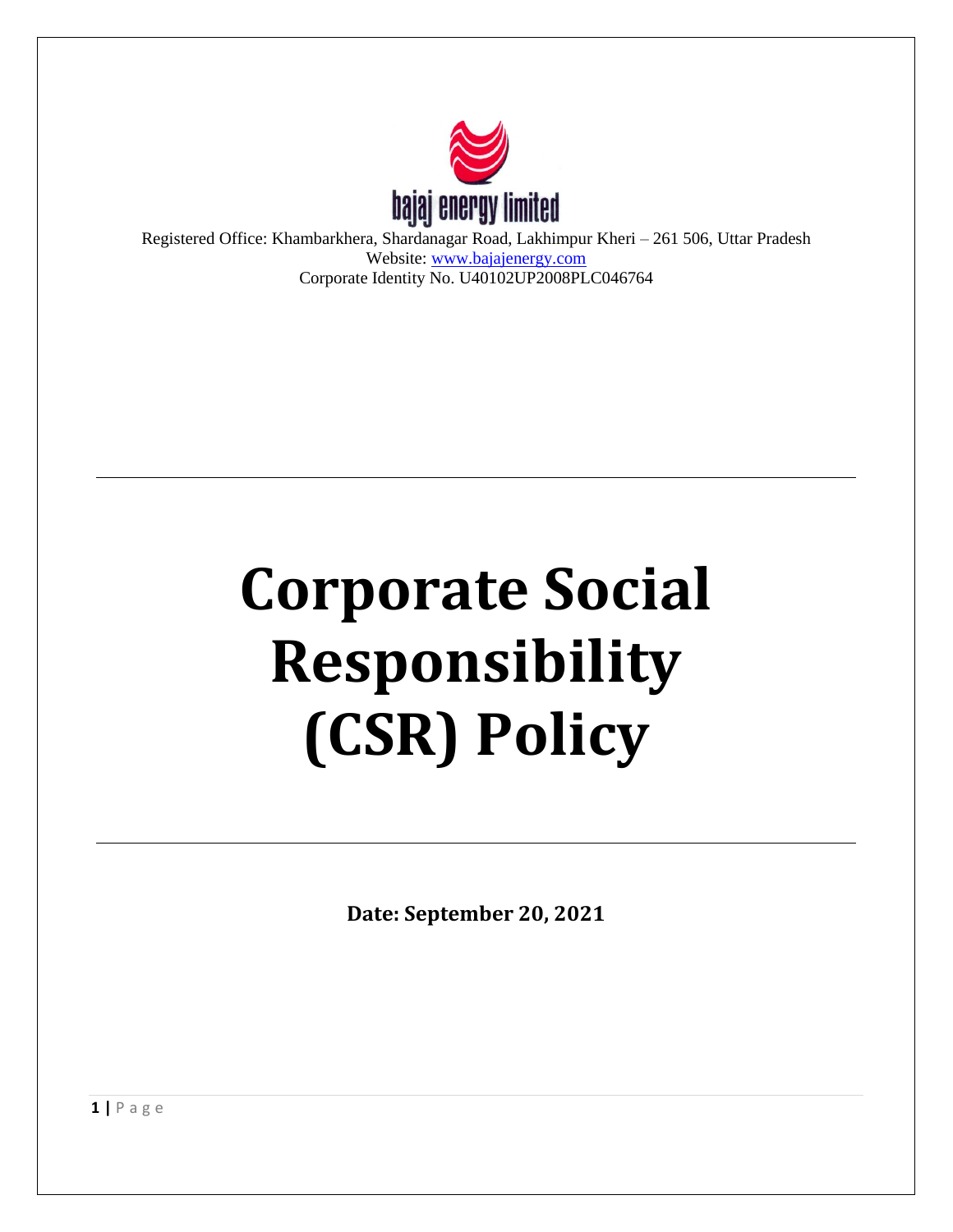bajaj energy limited

Registered Office: Khambarkhera, Shardanagar Road, Lakhimpur Kheri – 261 506, Uttar Pradesh
Website: www.bajajenergy.com
Corporate Identity No. U40102UP2008PLC046764

# Corporate Social Responsibility (CSR) Policy

**Date: September 20, 2021**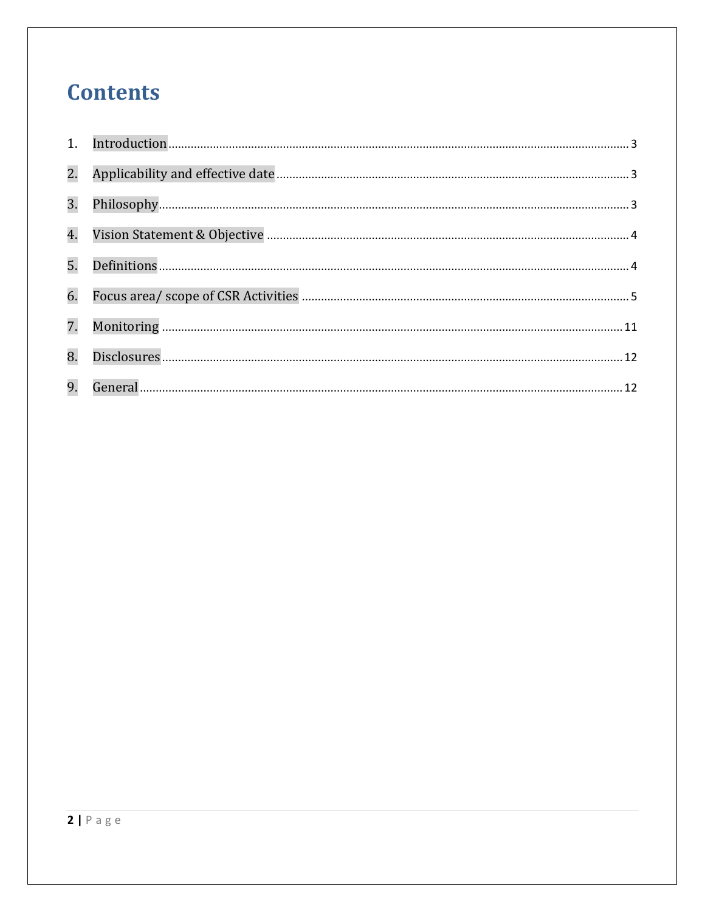# Contents

1. Introduction ........................................ 3
2. Applicability and effective date ........................................ 3
3. Philosophy ........................................ 3
4. Vision Statement & Objective ........................................ 4
5. Definitions ........................................ 4
6. Focus area/ scope of CSR Activities ........................................ 5
7. Monitoring ........................................ 11
8. Disclosures ........................................ 12
9. General ........................................ 12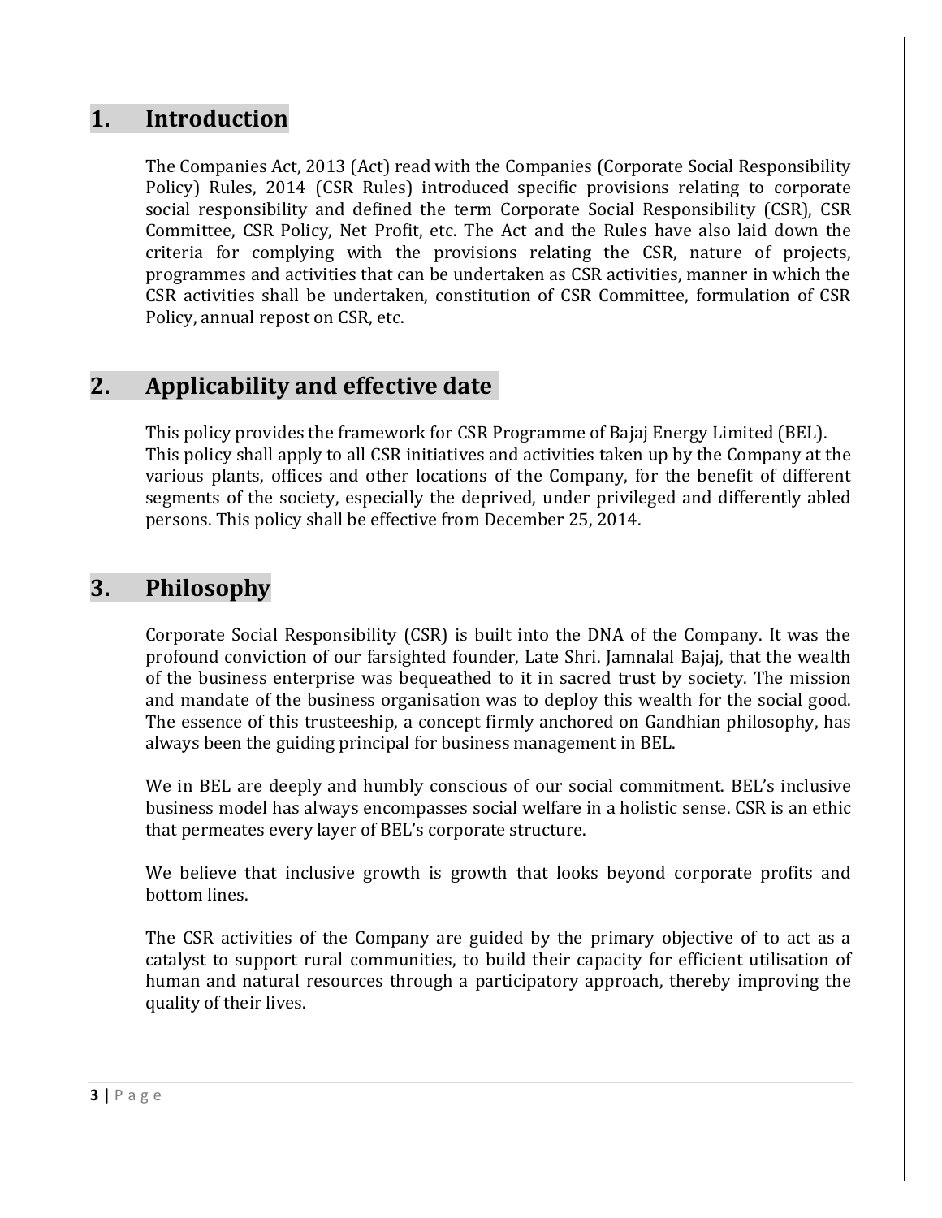## 1. Introduction

The Companies Act, 2013 (Act) read with the Companies (Corporate Social Responsibility Policy) Rules, 2014 (CSR Rules) introduced specific provisions relating to corporate social responsibility and defined the term Corporate Social Responsibility (CSR), CSR Committee, CSR Policy, Net Profit, etc. The Act and the Rules have also laid down the criteria for complying with the provisions relating the CSR, nature of projects, programmes and activities that can be undertaken as CSR activities, manner in which the CSR activities shall be undertaken, constitution of CSR Committee, formulation of CSR Policy, annual repost on CSR, etc.

## 2. Applicability and effective date

This policy provides the framework for CSR Programme of Bajaj Energy Limited (BEL). This policy shall apply to all CSR initiatives and activities taken up by the Company at the various plants, offices and other locations of the Company, for the benefit of different segments of the society, especially the deprived, under privileged and differently abled persons. This policy shall be effective from December 25, 2014.

## 3. Philosophy

Corporate Social Responsibility (CSR) is built into the DNA of the Company. It was the profound conviction of our farsighted founder, Late Shri. Jamnalal Bajaj, that the wealth of the business enterprise was bequeathed to it in sacred trust by society. The mission and mandate of the business organisation was to deploy this wealth for the social good. The essence of this trusteeship, a concept firmly anchored on Gandhian philosophy, has always been the guiding principal for business management in BEL.

We in BEL are deeply and humbly conscious of our social commitment. BEL's inclusive business model has always encompasses social welfare in a holistic sense. CSR is an ethic that permeates every layer of BEL's corporate structure.

We believe that inclusive growth is growth that looks beyond corporate profits and bottom lines.

The CSR activities of the Company are guided by the primary objective of to act as a catalyst to support rural communities, to build their capacity for efficient utilisation of human and natural resources through a participatory approach, thereby improving the quality of their lives.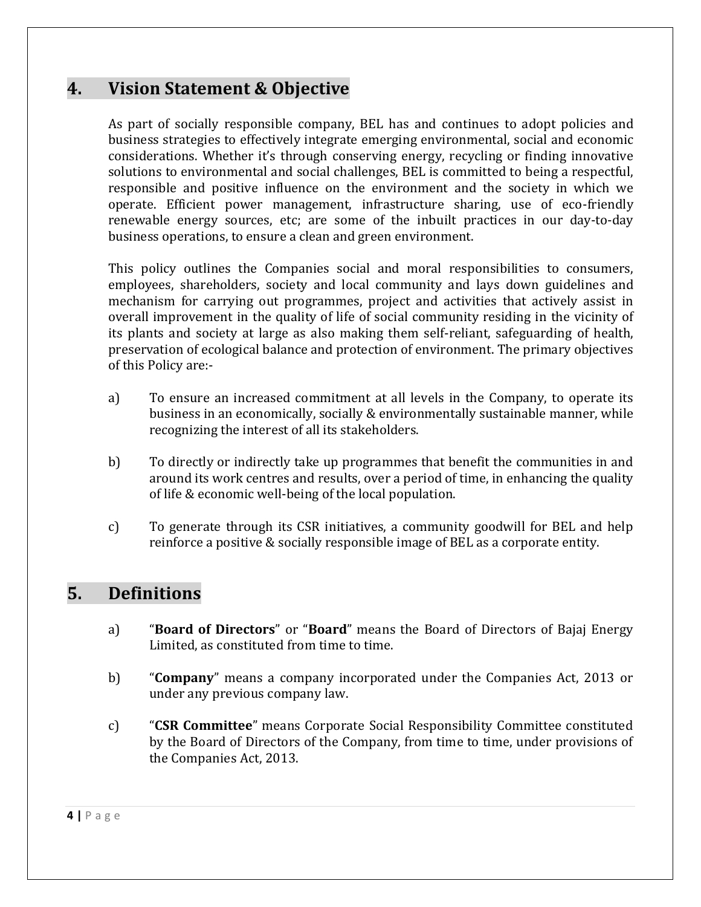## 4. Vision Statement & Objective

As part of socially responsible company, BEL has and continues to adopt policies and business strategies to effectively integrate emerging environmental, social and economic considerations. Whether it's through conserving energy, recycling or finding innovative solutions to environmental and social challenges, BEL is committed to being a respectful, responsible and positive influence on the environment and the society in which we operate. Efficient power management, infrastructure sharing, use of eco-friendly renewable energy sources, etc; are some of the inbuilt practices in our day-to-day business operations, to ensure a clean and green environment.

This policy outlines the Companies social and moral responsibilities to consumers, employees, shareholders, society and local community and lays down guidelines and mechanism for carrying out programmes, project and activities that actively assist in overall improvement in the quality of life of social community residing in the vicinity of its plants and society at large as also making them self-reliant, safeguarding of health, preservation of ecological balance and protection of environment. The primary objectives of this Policy are:-

a) To ensure an increased commitment at all levels in the Company, to operate its business in an economically, socially & environmentally sustainable manner, while recognizing the interest of all its stakeholders.

b) To directly or indirectly take up programmes that benefit the communities in and around its work centres and results, over a period of time, in enhancing the quality of life & economic well-being of the local population.

c) To generate through its CSR initiatives, a community goodwill for BEL and help reinforce a positive & socially responsible image of BEL as a corporate entity.

## 5. Definitions

a) "**Board of Directors**" or "**Board**" means the Board of Directors of Bajaj Energy Limited, as constituted from time to time.

b) "**Company**" means a company incorporated under the Companies Act, 2013 or under any previous company law.

c) "**CSR Committee**" means Corporate Social Responsibility Committee constituted by the Board of Directors of the Company, from time to time, under provisions of the Companies Act, 2013.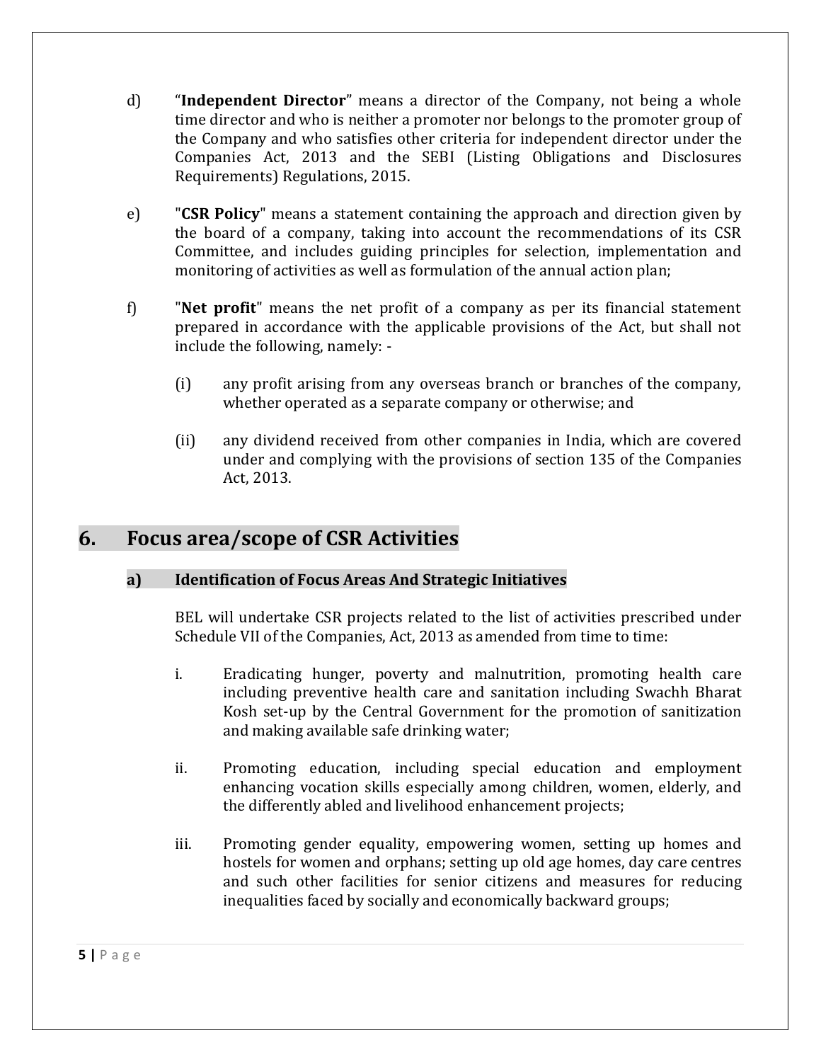d) "**Independent Director**" means a director of the Company, not being a whole time director and who is neither a promoter nor belongs to the promoter group of the Company and who satisfies other criteria for independent director under the Companies Act, 2013 and the SEBI (Listing Obligations and Disclosures Requirements) Regulations, 2015.

e) "**CSR Policy**" means a statement containing the approach and direction given by the board of a company, taking into account the recommendations of its CSR Committee, and includes guiding principles for selection, implementation and monitoring of activities as well as formulation of the annual action plan;

f) "**Net profit**" means the net profit of a company as per its financial statement prepared in accordance with the applicable provisions of the Act, but shall not include the following, namely: -

   (i) any profit arising from any overseas branch or branches of the company, whether operated as a separate company or otherwise; and

   (ii) any dividend received from other companies in India, which are covered under and complying with the provisions of section 135 of the Companies Act, 2013.

## 6. Focus area/scope of CSR Activities

### a) Identification of Focus Areas And Strategic Initiatives

BEL will undertake CSR projects related to the list of activities prescribed under Schedule VII of the Companies, Act, 2013 as amended from time to time:

i. Eradicating hunger, poverty and malnutrition, promoting health care including preventive health care and sanitation including Swachh Bharat Kosh set-up by the Central Government for the promotion of sanitization and making available safe drinking water;

ii. Promoting education, including special education and employment enhancing vocation skills especially among children, women, elderly, and the differently abled and livelihood enhancement projects;

iii. Promoting gender equality, empowering women, setting up homes and hostels for women and orphans; setting up old age homes, day care centres and such other facilities for senior citizens and measures for reducing inequalities faced by socially and economically backward groups;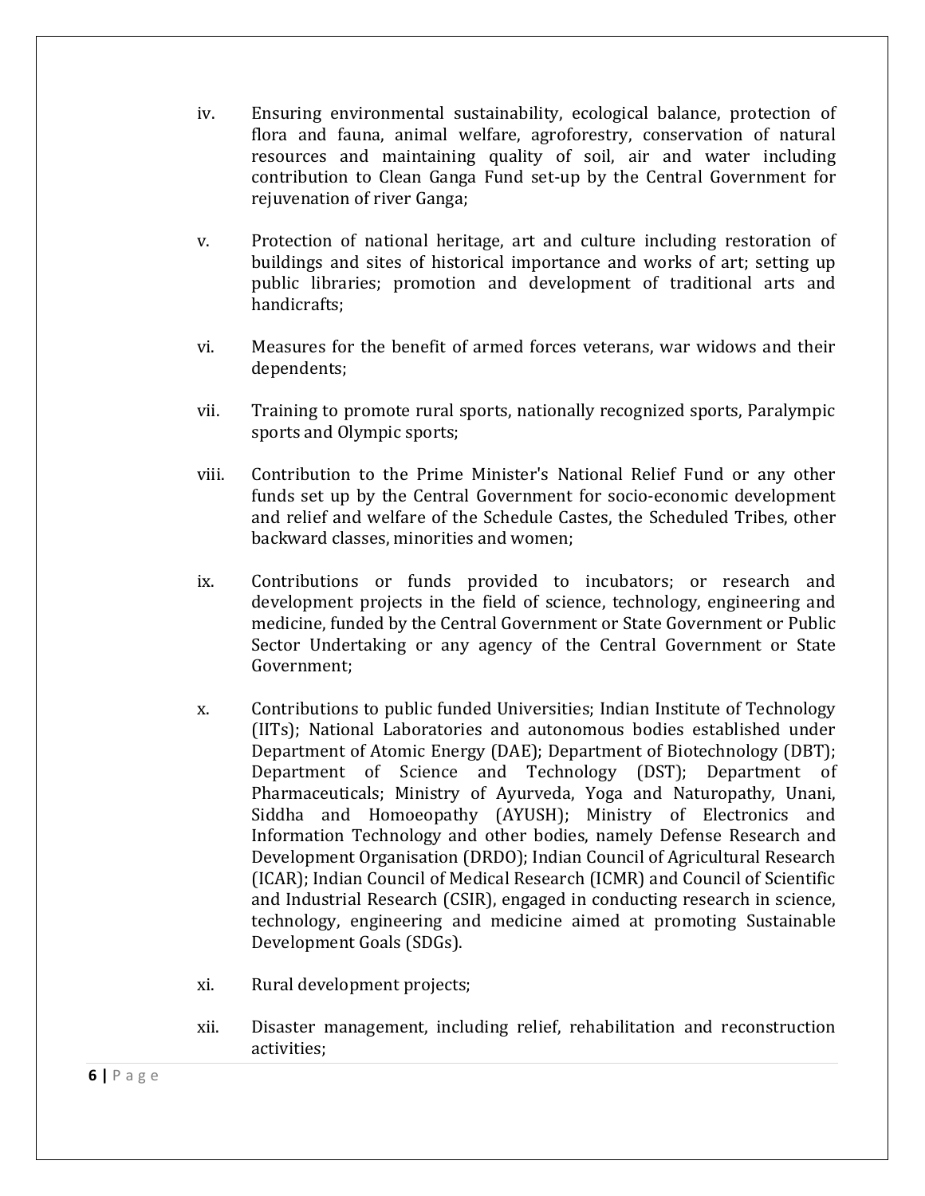iv. Ensuring environmental sustainability, ecological balance, protection of flora and fauna, animal welfare, agroforestry, conservation of natural resources and maintaining quality of soil, air and water including contribution to Clean Ganga Fund set-up by the Central Government for rejuvenation of river Ganga;

v. Protection of national heritage, art and culture including restoration of buildings and sites of historical importance and works of art; setting up public libraries; promotion and development of traditional arts and handicrafts;

vi. Measures for the benefit of armed forces veterans, war widows and their dependents;

vii. Training to promote rural sports, nationally recognized sports, Paralympic sports and Olympic sports;

viii. Contribution to the Prime Minister's National Relief Fund or any other funds set up by the Central Government for socio-economic development and relief and welfare of the Schedule Castes, the Scheduled Tribes, other backward classes, minorities and women;

ix. Contributions or funds provided to incubators; or research and development projects in the field of science, technology, engineering and medicine, funded by the Central Government or State Government or Public Sector Undertaking or any agency of the Central Government or State Government;

x. Contributions to public funded Universities; Indian Institute of Technology (IITs); National Laboratories and autonomous bodies established under Department of Atomic Energy (DAE); Department of Biotechnology (DBT); Department of Science and Technology (DST); Department of Pharmaceuticals; Ministry of Ayurveda, Yoga and Naturopathy, Unani, Siddha and Homoeopathy (AYUSH); Ministry of Electronics and Information Technology and other bodies, namely Defense Research and Development Organisation (DRDO); Indian Council of Agricultural Research (ICAR); Indian Council of Medical Research (ICMR) and Council of Scientific and Industrial Research (CSIR), engaged in conducting research in science, technology, engineering and medicine aimed at promoting Sustainable Development Goals (SDGs).

xi. Rural development projects;

xii. Disaster management, including relief, rehabilitation and reconstruction activities;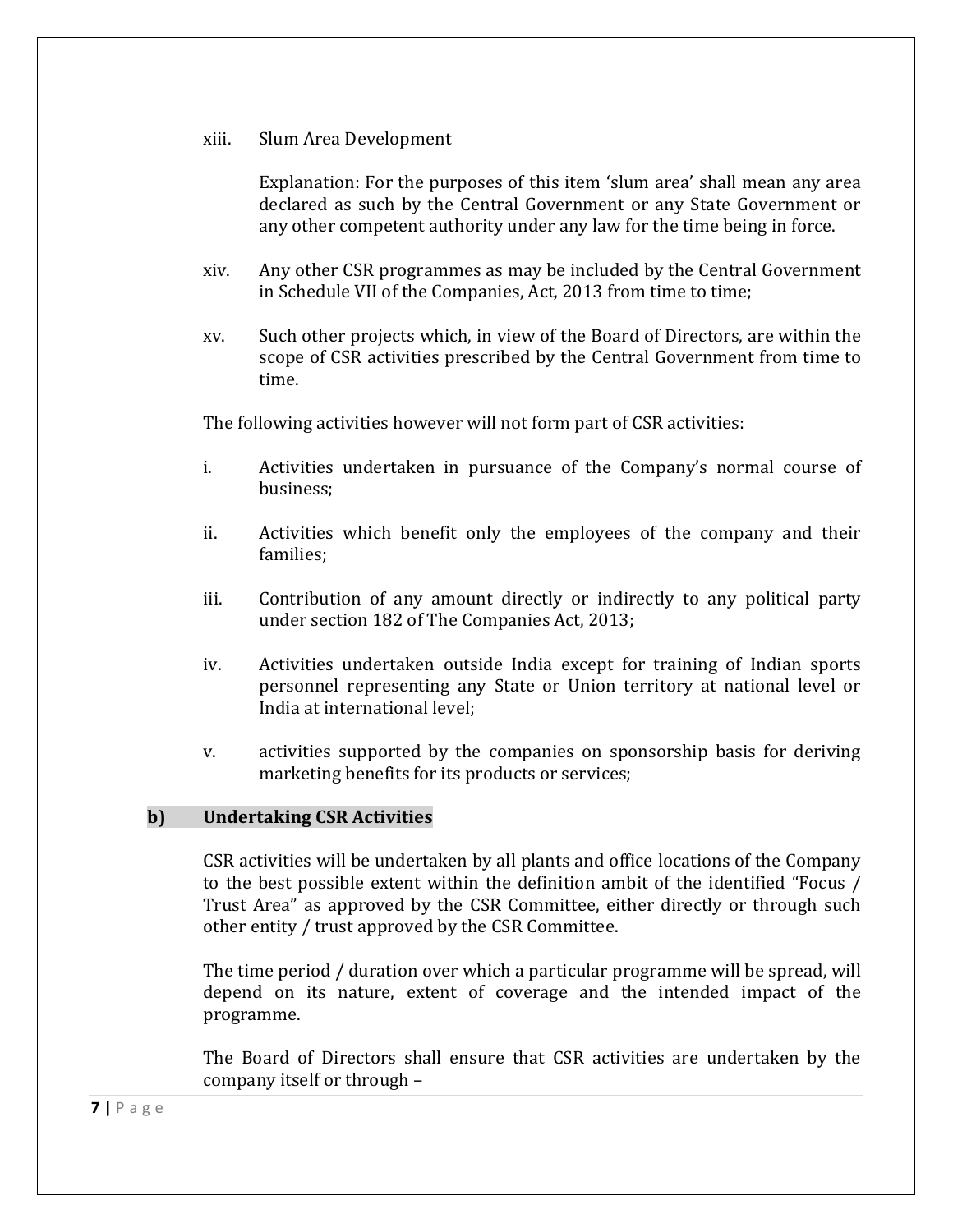xiii. Slum Area Development

Explanation: For the purposes of this item 'slum area' shall mean any area declared as such by the Central Government or any State Government or any other competent authority under any law for the time being in force.

xiv. Any other CSR programmes as may be included by the Central Government in Schedule VII of the Companies, Act, 2013 from time to time;

xv. Such other projects which, in view of the Board of Directors, are within the scope of CSR activities prescribed by the Central Government from time to time.

The following activities however will not form part of CSR activities:

i. Activities undertaken in pursuance of the Company's normal course of business;

ii. Activities which benefit only the employees of the company and their families;

iii. Contribution of any amount directly or indirectly to any political party under section 182 of The Companies Act, 2013;

iv. Activities undertaken outside India except for training of Indian sports personnel representing any State or Union territory at national level or India at international level;

v. activities supported by the companies on sponsorship basis for deriving marketing benefits for its products or services;

**b) Undertaking CSR Activities**

CSR activities will be undertaken by all plants and office locations of the Company to the best possible extent within the definition ambit of the identified "Focus / Trust Area" as approved by the CSR Committee, either directly or through such other entity / trust approved by the CSR Committee.

The time period / duration over which a particular programme will be spread, will depend on its nature, extent of coverage and the intended impact of the programme.

The Board of Directors shall ensure that CSR activities are undertaken by the company itself or through –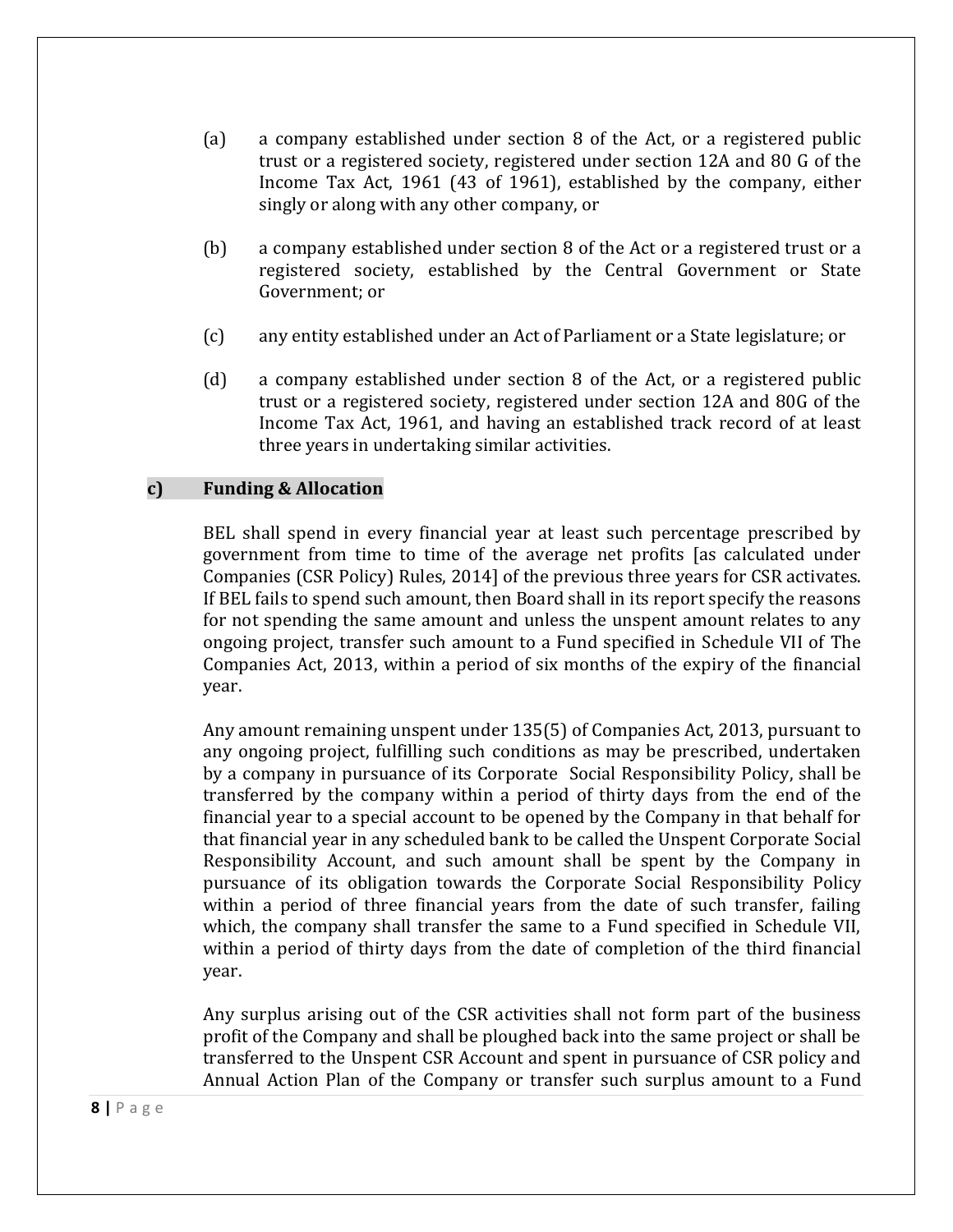(a) a company established under section 8 of the Act, or a registered public trust or a registered society, registered under section 12A and 80 G of the Income Tax Act, 1961 (43 of 1961), established by the company, either singly or along with any other company, or

(b) a company established under section 8 of the Act or a registered trust or a registered society, established by the Central Government or State Government; or

(c) any entity established under an Act of Parliament or a State legislature; or

(d) a company established under section 8 of the Act, or a registered public trust or a registered society, registered under section 12A and 80G of the Income Tax Act, 1961, and having an established track record of at least three years in undertaking similar activities.

### c) Funding & Allocation

BEL shall spend in every financial year at least such percentage prescribed by government from time to time of the average net profits [as calculated under Companies (CSR Policy) Rules, 2014] of the previous three years for CSR activates. If BEL fails to spend such amount, then Board shall in its report specify the reasons for not spending the same amount and unless the unspent amount relates to any ongoing project, transfer such amount to a Fund specified in Schedule VII of The Companies Act, 2013, within a period of six months of the expiry of the financial year.

Any amount remaining unspent under 135(5) of Companies Act, 2013, pursuant to any ongoing project, fulfilling such conditions as may be prescribed, undertaken by a company in pursuance of its Corporate Social Responsibility Policy, shall be transferred by the company within a period of thirty days from the end of the financial year to a special account to be opened by the Company in that behalf for that financial year in any scheduled bank to be called the Unspent Corporate Social Responsibility Account, and such amount shall be spent by the Company in pursuance of its obligation towards the Corporate Social Responsibility Policy within a period of three financial years from the date of such transfer, failing which, the company shall transfer the same to a Fund specified in Schedule VII, within a period of thirty days from the date of completion of the third financial year.

Any surplus arising out of the CSR activities shall not form part of the business profit of the Company and shall be ploughed back into the same project or shall be transferred to the Unspent CSR Account and spent in pursuance of CSR policy and Annual Action Plan of the Company or transfer such surplus amount to a Fund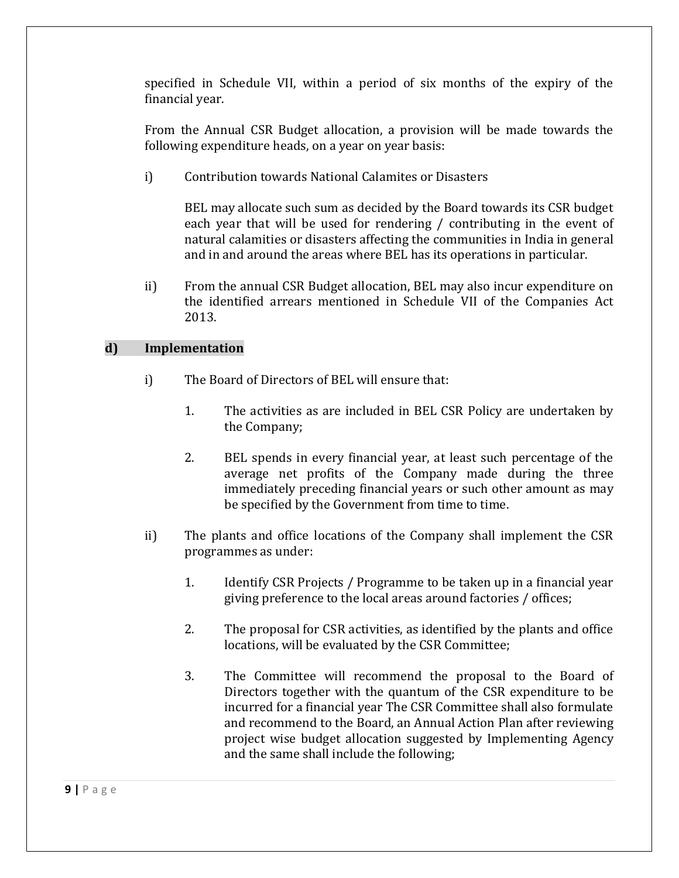specified in Schedule VII, within a period of six months of the expiry of the financial year.

From the Annual CSR Budget allocation, a provision will be made towards the following expenditure heads, on a year on year basis:

i) Contribution towards National Calamites or Disasters

   BEL may allocate such sum as decided by the Board towards its CSR budget each year that will be used for rendering / contributing in the event of natural calamities or disasters affecting the communities in India in general and in and around the areas where BEL has its operations in particular.

ii) From the annual CSR Budget allocation, BEL may also incur expenditure on the identified arrears mentioned in Schedule VII of the Companies Act 2013.

**d) Implementation**

i) The Board of Directors of BEL will ensure that:

   1. The activities as are included in BEL CSR Policy are undertaken by the Company;

   2. BEL spends in every financial year, at least such percentage of the average net profits of the Company made during the three immediately preceding financial years or such other amount as may be specified by the Government from time to time.

ii) The plants and office locations of the Company shall implement the CSR programmes as under:

   1. Identify CSR Projects / Programme to be taken up in a financial year giving preference to the local areas around factories / offices;

   2. The proposal for CSR activities, as identified by the plants and office locations, will be evaluated by the CSR Committee;

   3. The Committee will recommend the proposal to the Board of Directors together with the quantum of the CSR expenditure to be incurred for a financial year The CSR Committee shall also formulate and recommend to the Board, an Annual Action Plan after reviewing project wise budget allocation suggested by Implementing Agency and the same shall include the following;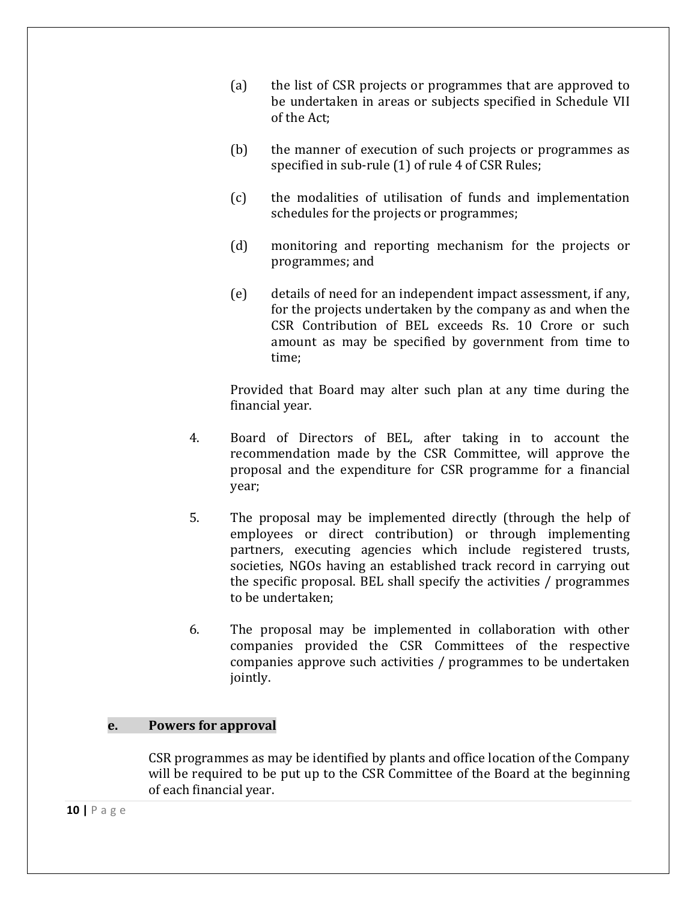(a) the list of CSR projects or programmes that are approved to be undertaken in areas or subjects specified in Schedule VII of the Act;

(b) the manner of execution of such projects or programmes as specified in sub-rule (1) of rule 4 of CSR Rules;

(c) the modalities of utilisation of funds and implementation schedules for the projects or programmes;

(d) monitoring and reporting mechanism for the projects or programmes; and

(e) details of need for an independent impact assessment, if any, for the projects undertaken by the company as and when the CSR Contribution of BEL exceeds Rs. 10 Crore or such amount as may be specified by government from time to time;

Provided that Board may alter such plan at any time during the financial year.

4. Board of Directors of BEL, after taking in to account the recommendation made by the CSR Committee, will approve the proposal and the expenditure for CSR programme for a financial year;

5. The proposal may be implemented directly (through the help of employees or direct contribution) or through implementing partners, executing agencies which include registered trusts, societies, NGOs having an established track record in carrying out the specific proposal. BEL shall specify the activities / programmes to be undertaken;

6. The proposal may be implemented in collaboration with other companies provided the CSR Committees of the respective companies approve such activities / programmes to be undertaken jointly.

**e. Powers for approval**

CSR programmes as may be identified by plants and office location of the Company will be required to be put up to the CSR Committee of the Board at the beginning of each financial year.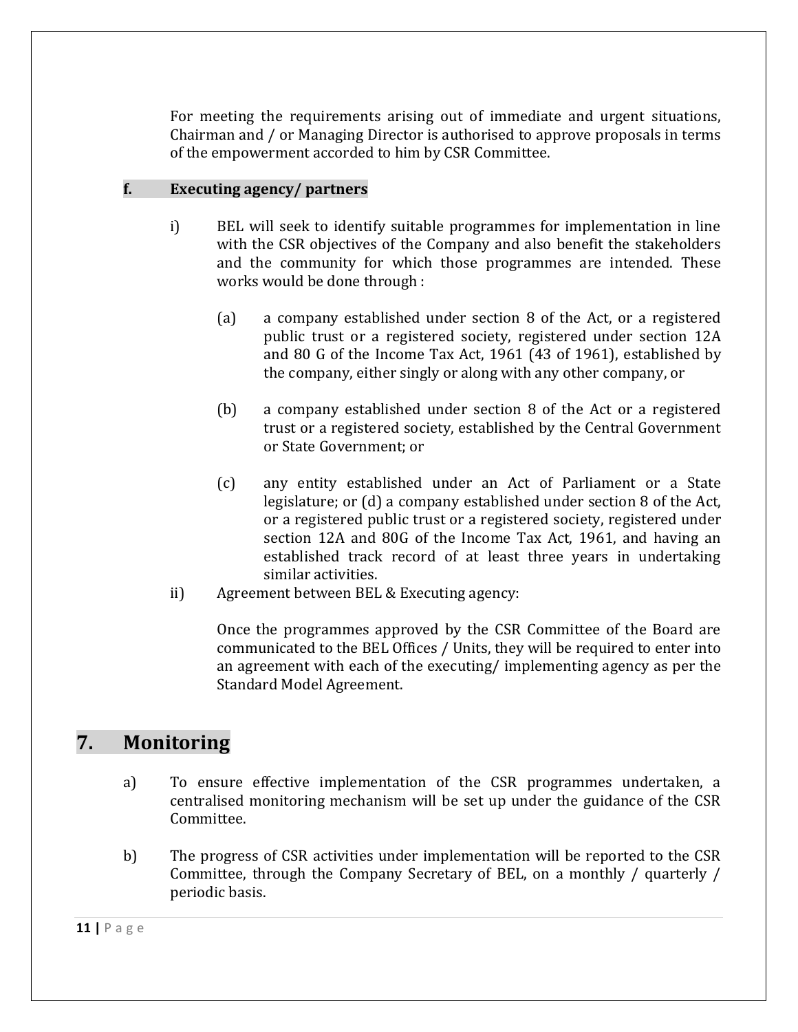For meeting the requirements arising out of immediate and urgent situations, Chairman and / or Managing Director is authorised to approve proposals in terms of the empowerment accorded to him by CSR Committee.

### f. Executing agency/ partners

i) BEL will seek to identify suitable programmes for implementation in line with the CSR objectives of the Company and also benefit the stakeholders and the community for which those programmes are intended. These works would be done through :

(a) a company established under section 8 of the Act, or a registered public trust or a registered society, registered under section 12A and 80 G of the Income Tax Act, 1961 (43 of 1961), established by the company, either singly or along with any other company, or

(b) a company established under section 8 of the Act or a registered trust or a registered society, established by the Central Government or State Government; or

(c) any entity established under an Act of Parliament or a State legislature; or (d) a company established under section 8 of the Act, or a registered public trust or a registered society, registered under section 12A and 80G of the Income Tax Act, 1961, and having an established track record of at least three years in undertaking similar activities.

ii) Agreement between BEL & Executing agency:

Once the programmes approved by the CSR Committee of the Board are communicated to the BEL Offices / Units, they will be required to enter into an agreement with each of the executing/ implementing agency as per the Standard Model Agreement.

## 7. Monitoring

a) To ensure effective implementation of the CSR programmes undertaken, a centralised monitoring mechanism will be set up under the guidance of the CSR Committee.

b) The progress of CSR activities under implementation will be reported to the CSR Committee, through the Company Secretary of BEL, on a monthly / quarterly / periodic basis.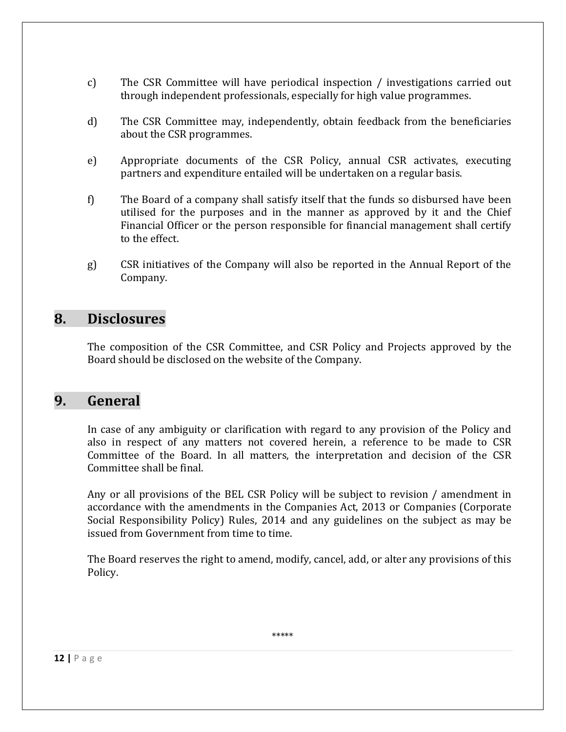c) The CSR Committee will have periodical inspection / investigations carried out through independent professionals, especially for high value programmes.

d) The CSR Committee may, independently, obtain feedback from the beneficiaries about the CSR programmes.

e) Appropriate documents of the CSR Policy, annual CSR activates, executing partners and expenditure entailed will be undertaken on a regular basis.

f) The Board of a company shall satisfy itself that the funds so disbursed have been utilised for the purposes and in the manner as approved by it and the Chief Financial Officer or the person responsible for financial management shall certify to the effect.

g) CSR initiatives of the Company will also be reported in the Annual Report of the Company.

## 8. Disclosures

The composition of the CSR Committee, and CSR Policy and Projects approved by the Board should be disclosed on the website of the Company.

## 9. General

In case of any ambiguity or clarification with regard to any provision of the Policy and also in respect of any matters not covered herein, a reference to be made to CSR Committee of the Board. In all matters, the interpretation and decision of the CSR Committee shall be final.

Any or all provisions of the BEL CSR Policy will be subject to revision / amendment in accordance with the amendments in the Companies Act, 2013 or Companies (Corporate Social Responsibility Policy) Rules, 2014 and any guidelines on the subject as may be issued from Government from time to time.

The Board reserves the right to amend, modify, cancel, add, or alter any provisions of this Policy.

*****